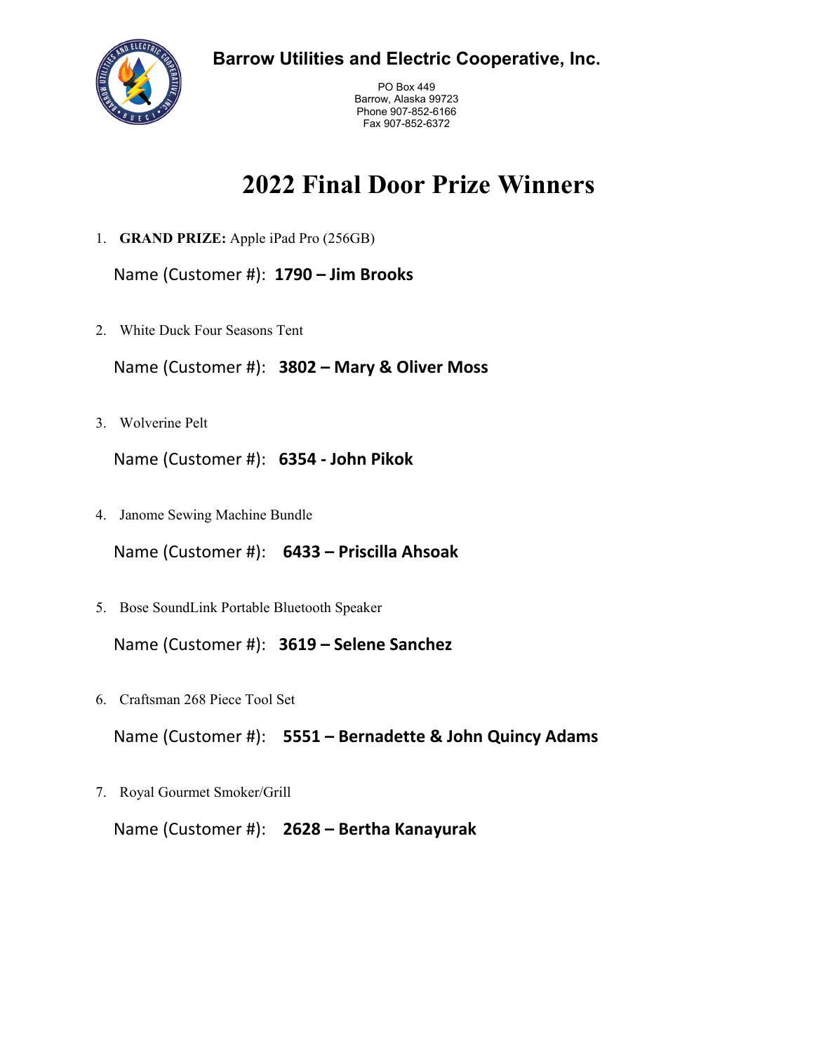**Barrow Utilities and Electric Cooperative, Inc.**

PO Box 449
Barrow, Alaska 99723
Phone 907-852-6166
Fax 907-852-6372

# 2022 Final Door Prize Winners

1. **GRAND PRIZE:** Apple iPad Pro (256GB)

   Name (Customer #): **1790 – Jim Brooks**

2. White Duck Four Seasons Tent

   Name (Customer #): **3802 – Mary & Oliver Moss**

3. Wolverine Pelt

   Name (Customer #): **6354 - John Pikok**

4. Janome Sewing Machine Bundle

   Name (Customer #): **6433 – Priscilla Ahsoak**

5. Bose SoundLink Portable Bluetooth Speaker

   Name (Customer #): **3619 – Selene Sanchez**

6. Craftsman 268 Piece Tool Set

   Name (Customer #): **5551 – Bernadette & John Quincy Adams**

7. Royal Gourmet Smoker/Grill

   Name (Customer #): **2628 – Bertha Kanayurak**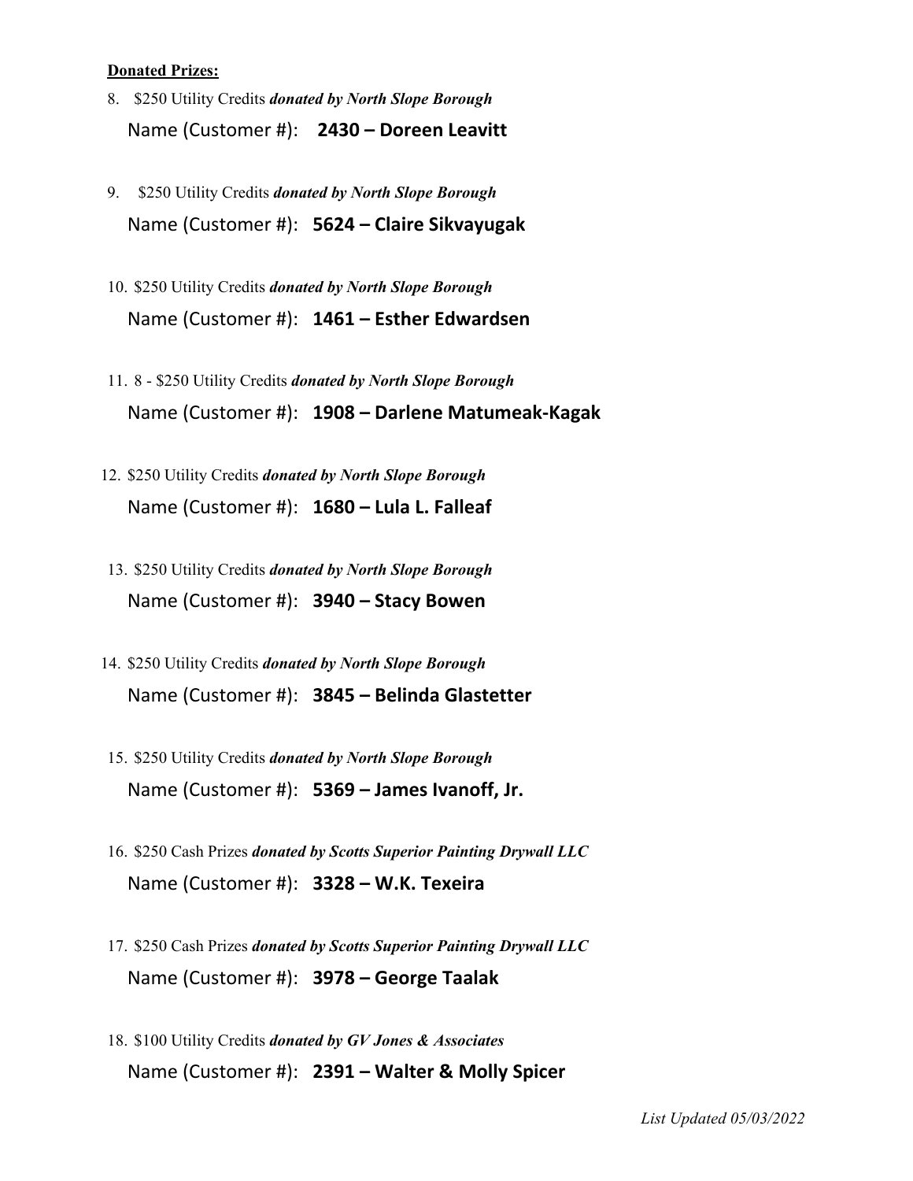**Donated Prizes:**

8. $250 Utility Credits ***donated by North Slope Borough***
   Name (Customer #): **2430 – Doreen Leavitt**

9. $250 Utility Credits ***donated by North Slope Borough***
   Name (Customer #): **5624 – Claire Sikvayugak**

10. $250 Utility Credits ***donated by North Slope Borough***
    Name (Customer #): **1461 – Esther Edwardsen**

11. 8 - $250 Utility Credits ***donated by North Slope Borough***
    Name (Customer #): **1908 – Darlene Matumeak-Kagak**

12. $250 Utility Credits ***donated by North Slope Borough***
    Name (Customer #): **1680 – Lula L. Falleaf**

13. $250 Utility Credits ***donated by North Slope Borough***
    Name (Customer #): **3940 – Stacy Bowen**

14. $250 Utility Credits ***donated by North Slope Borough***
    Name (Customer #): **3845 – Belinda Glastetter**

15. $250 Utility Credits ***donated by North Slope Borough***
    Name (Customer #): **5369 – James Ivanoff, Jr.**

16. $250 Cash Prizes ***donated by Scotts Superior Painting Drywall LLC***
    Name (Customer #): **3328 – W.K. Texeira**

17. $250 Cash Prizes ***donated by Scotts Superior Painting Drywall LLC***
    Name (Customer #): **3978 – George Taalak**

18. $100 Utility Credits ***donated by GV Jones & Associates***
    Name (Customer #): **2391 – Walter & Molly Spicer**

*List Updated 05/03/2022*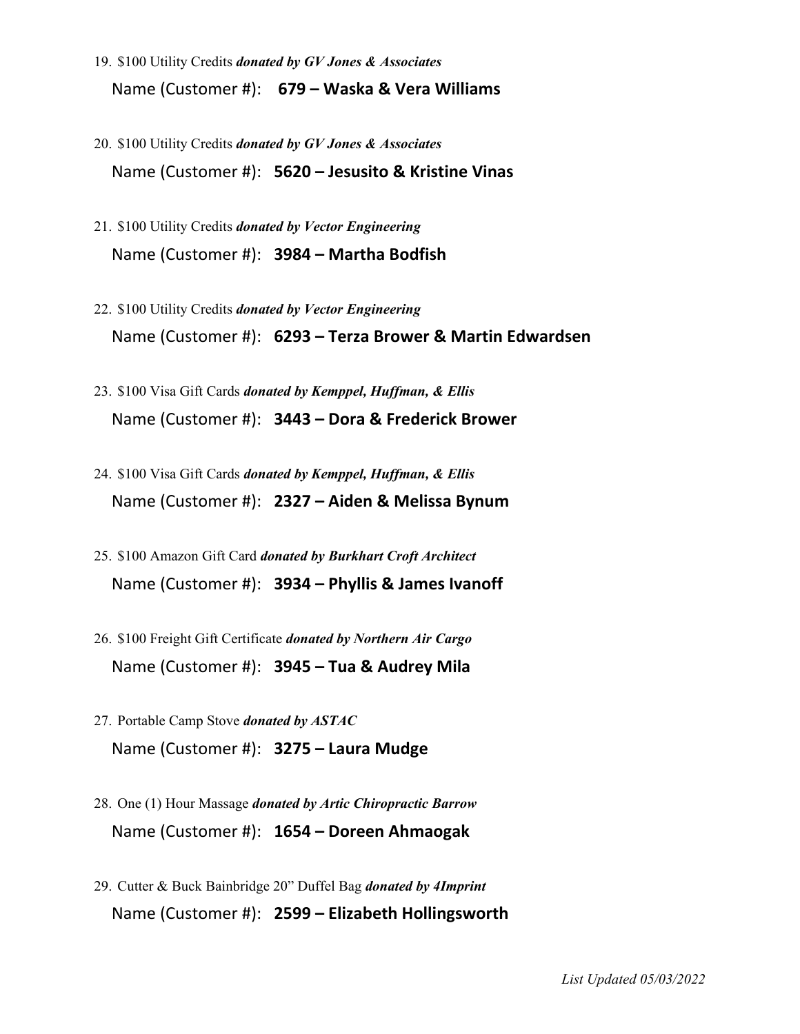19. $100 Utility Credits ***donated by GV Jones & Associates***

    Name (Customer #): **679 – Waska & Vera Williams**

20. $100 Utility Credits ***donated by GV Jones & Associates***

    Name (Customer #): **5620 – Jesusito & Kristine Vinas**

21. $100 Utility Credits ***donated by Vector Engineering***

    Name (Customer #): **3984 – Martha Bodfish**

22. $100 Utility Credits ***donated by Vector Engineering***

    Name (Customer #): **6293 – Terza Brower & Martin Edwardsen**

23. $100 Visa Gift Cards ***donated by Kemppel, Huffman, & Ellis***

    Name (Customer #): **3443 – Dora & Frederick Brower**

24. $100 Visa Gift Cards ***donated by Kemppel, Huffman, & Ellis***

    Name (Customer #): **2327 – Aiden & Melissa Bynum**

25. $100 Amazon Gift Card ***donated by Burkhart Croft Architect***

    Name (Customer #): **3934 – Phyllis & James Ivanoff**

26. $100 Freight Gift Certificate ***donated by Northern Air Cargo***

    Name (Customer #): **3945 – Tua & Audrey Mila**

27. Portable Camp Stove ***donated by ASTAC***

    Name (Customer #): **3275 – Laura Mudge**

28. One (1) Hour Massage ***donated by Artic Chiropractic Barrow***

    Name (Customer #): **1654 – Doreen Ahmaogak**

29. Cutter & Buck Bainbridge 20" Duffel Bag ***donated by 4Imprint***

    Name (Customer #): **2599 – Elizabeth Hollingsworth**

*List Updated 05/03/2022*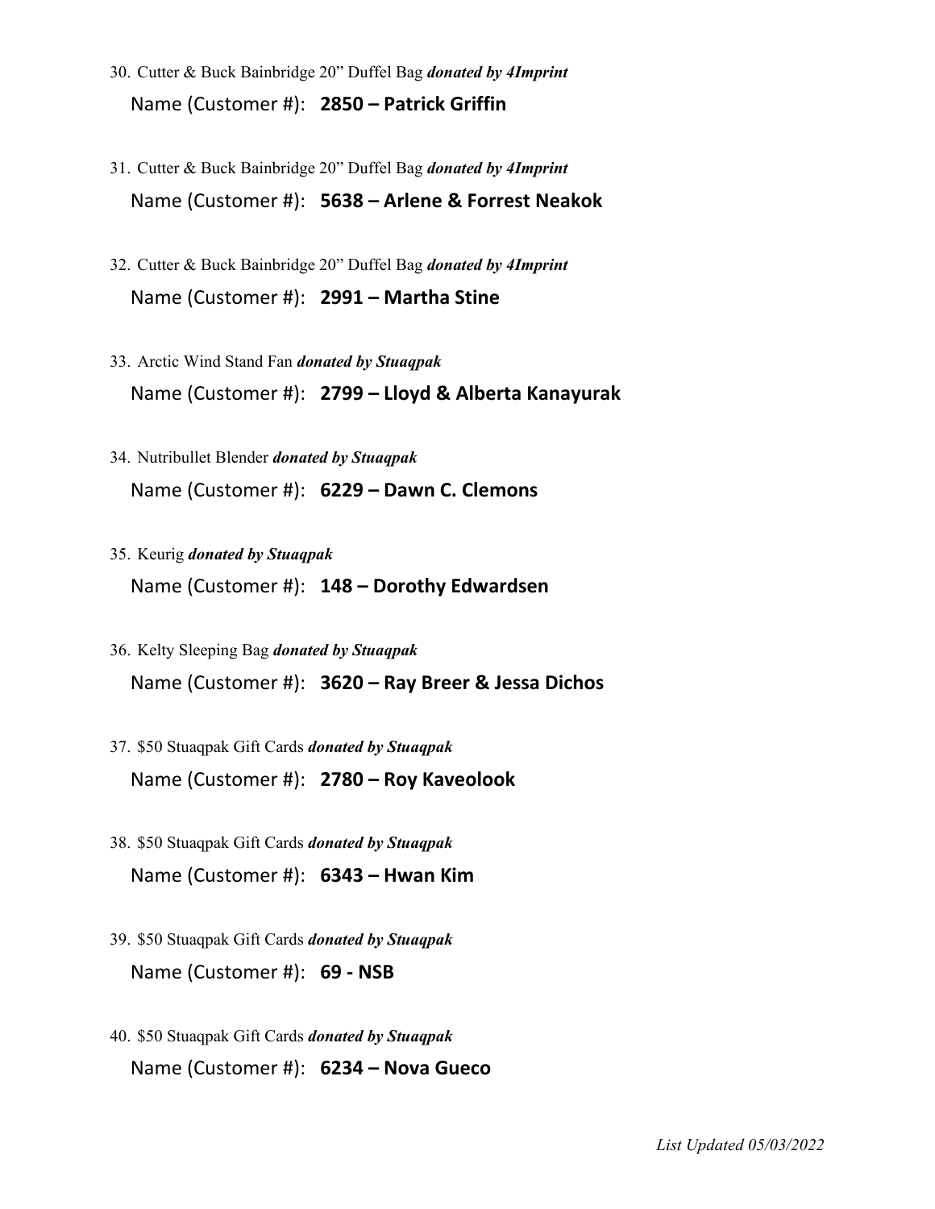30. Cutter & Buck Bainbridge 20" Duffel Bag ***donated by 4Imprint***

    Name (Customer #): **2850 – Patrick Griffin**

31. Cutter & Buck Bainbridge 20" Duffel Bag ***donated by 4Imprint***

    Name (Customer #): **5638 – Arlene & Forrest Neakok**

32. Cutter & Buck Bainbridge 20" Duffel Bag ***donated by 4Imprint***

    Name (Customer #): **2991 – Martha Stine**

33. Arctic Wind Stand Fan ***donated by Stuaqpak***

    Name (Customer #): **2799 – Lloyd & Alberta Kanayurak**

34. Nutribullet Blender ***donated by Stuaqpak***

    Name (Customer #): **6229 – Dawn C. Clemons**

35. Keurig ***donated by Stuaqpak***

    Name (Customer #): **148 – Dorothy Edwardsen**

36. Kelty Sleeping Bag ***donated by Stuaqpak***

    Name (Customer #): **3620 – Ray Breer & Jessa Dichos**

37. $50 Stuaqpak Gift Cards ***donated by Stuaqpak***

    Name (Customer #): **2780 – Roy Kaveolook**

38. $50 Stuaqpak Gift Cards ***donated by Stuaqpak***

    Name (Customer #): **6343 – Hwan Kim**

39. $50 Stuaqpak Gift Cards ***donated by Stuaqpak***

    Name (Customer #): **69 - NSB**

40. $50 Stuaqpak Gift Cards ***donated by Stuaqpak***

    Name (Customer #): **6234 – Nova Gueco**

*List Updated 05/03/2022*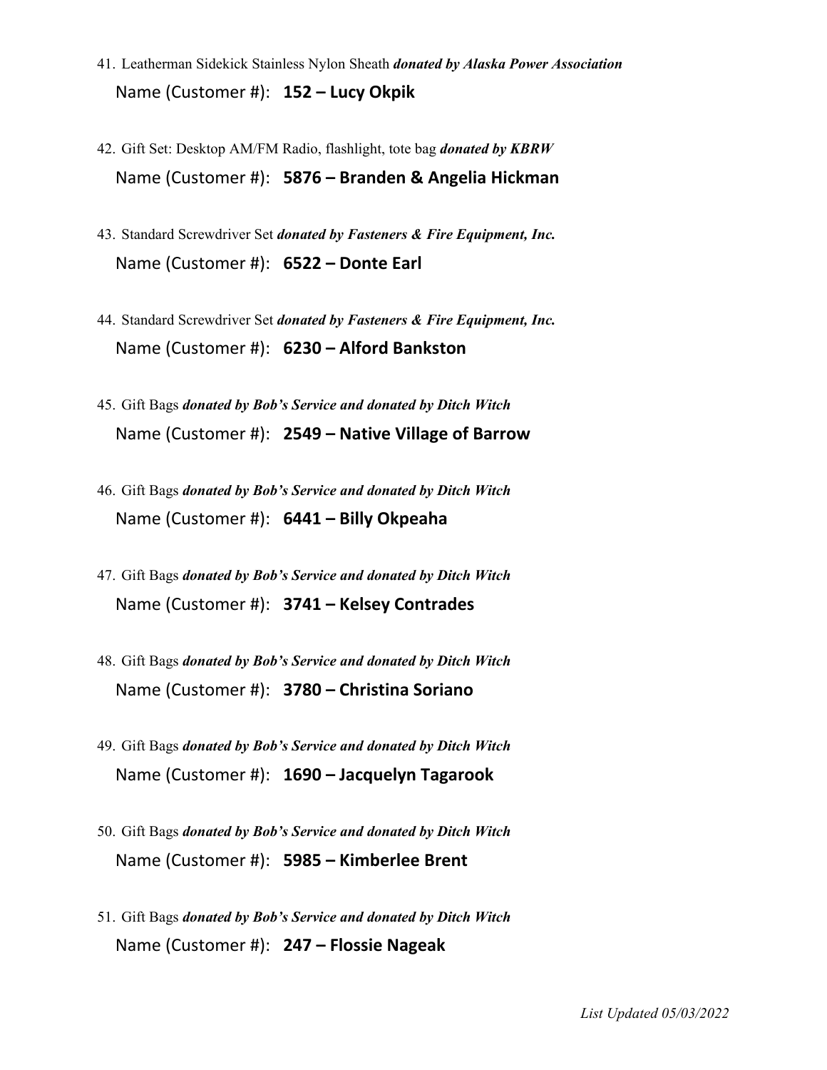41. Leatherman Sidekick Stainless Nylon Sheath ***donated by Alaska Power Association***
    Name (Customer #): **152 – Lucy Okpik**

42. Gift Set: Desktop AM/FM Radio, flashlight, tote bag ***donated by KBRW***
    Name (Customer #): **5876 – Branden & Angelia Hickman**

43. Standard Screwdriver Set ***donated by Fasteners & Fire Equipment, Inc.***
    Name (Customer #): **6522 – Donte Earl**

44. Standard Screwdriver Set ***donated by Fasteners & Fire Equipment, Inc.***
    Name (Customer #): **6230 – Alford Bankston**

45. Gift Bags ***donated by Bob's Service and donated by Ditch Witch***
    Name (Customer #): **2549 – Native Village of Barrow**

46. Gift Bags ***donated by Bob's Service and donated by Ditch Witch***
    Name (Customer #): **6441 – Billy Okpeaha**

47. Gift Bags ***donated by Bob's Service and donated by Ditch Witch***
    Name (Customer #): **3741 – Kelsey Contrades**

48. Gift Bags ***donated by Bob's Service and donated by Ditch Witch***
    Name (Customer #): **3780 – Christina Soriano**

49. Gift Bags ***donated by Bob's Service and donated by Ditch Witch***
    Name (Customer #): **1690 – Jacquelyn Tagarook**

50. Gift Bags ***donated by Bob's Service and donated by Ditch Witch***
    Name (Customer #): **5985 – Kimberlee Brent**

51. Gift Bags ***donated by Bob's Service and donated by Ditch Witch***
    Name (Customer #): **247 – Flossie Nageak**

*List Updated 05/03/2022*